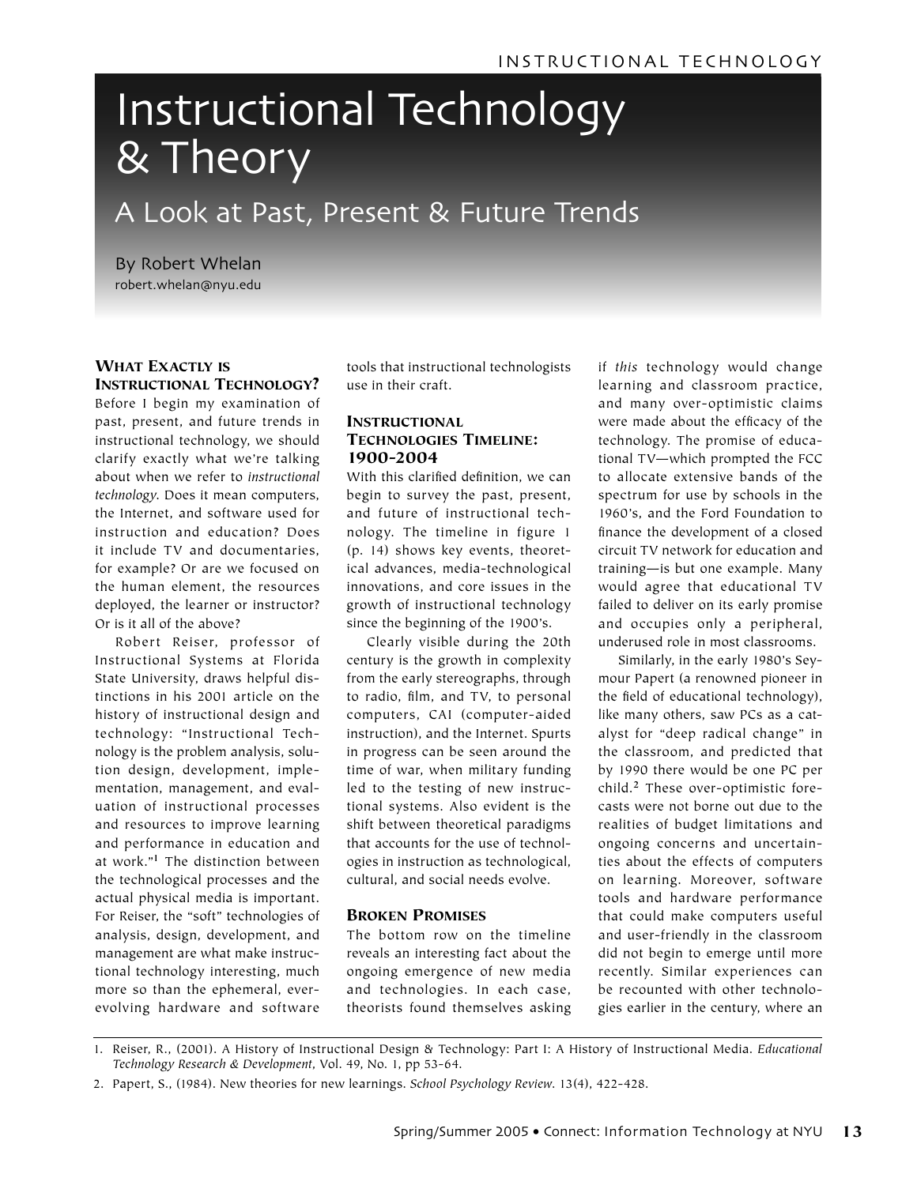# Instructional Technology & Theory

## A Look at Past, Present & Future Trends

By Robert Whelan
robert.whelan@nyu.edu

### What Exactly is Instructional Technology?

Before I begin my examination of past, present, and future trends in instructional technology, we should clarify exactly what we're talking about when we refer to *instructional technology*. Does it mean computers, the Internet, and software used for instruction and education? Does it include TV and documentaries, for example? Or are we focused on the human element, the resources deployed, the learner or instructor? Or is it all of the above?

Robert Reiser, professor of Instructional Systems at Florida State University, draws helpful distinctions in his 2001 article on the history of instructional design and technology: "Instructional Technology is the problem analysis, solution design, development, implementation, management, and evaluation of instructional processes and resources to improve learning and performance in education and at work."[1] The distinction between the technological processes and the actual physical media is important. For Reiser, the "soft" technologies of analysis, design, development, and management are what make instructional technology interesting, much more so than the ephemeral, ever-evolving hardware and software tools that instructional technologists use in their craft.

### Instructional Technologies Timeline: 1900-2004

With this clarified definition, we can begin to survey the past, present, and future of instructional technology. The timeline in figure 1 (p. 14) shows key events, theoretical advances, media-technological innovations, and core issues in the growth of instructional technology since the beginning of the 1900's.

Clearly visible during the 20th century is the growth in complexity from the early stereographs, through to radio, film, and TV, to personal computers, CAI (computer-aided instruction), and the Internet. Spurts in progress can be seen around the time of war, when military funding led to the testing of new instructional systems. Also evident is the shift between theoretical paradigms that accounts for the use of technologies in instruction as technological, cultural, and social needs evolve.

### Broken Promises

The bottom row on the timeline reveals an interesting fact about the ongoing emergence of new media and technologies. In each case, theorists found themselves asking if *this* technology would change learning and classroom practice, and many over-optimistic claims were made about the efficacy of the technology. The promise of educational TV—which prompted the FCC to allocate extensive bands of the spectrum for use by schools in the 1960's, and the Ford Foundation to finance the development of a closed circuit TV network for education and training—is but one example. Many would agree that educational TV failed to deliver on its early promise and occupies only a peripheral, underused role in most classrooms.

Similarly, in the early 1980's Seymour Papert (a renowned pioneer in the field of educational technology), like many others, saw PCs as a catalyst for "deep radical change" in the classroom, and predicted that by 1990 there would be one PC per child.[2] These over-optimistic forecasts were not borne out due to the realities of budget limitations and ongoing concerns and uncertainties about the effects of computers on learning. Moreover, software tools and hardware performance that could make computers useful and user-friendly in the classroom did not begin to emerge until more recently. Similar experiences can be recounted with other technologies earlier in the century, where an

---

1. Reiser, R., (2001). A History of Instructional Design & Technology: Part I: A History of Instructional Media. *Educational Technology Research & Development*, Vol. 49, No. 1, pp 53-64.
2. Papert, S., (1984). New theories for new learnings. *School Psychology Review*. 13(4), 422-428.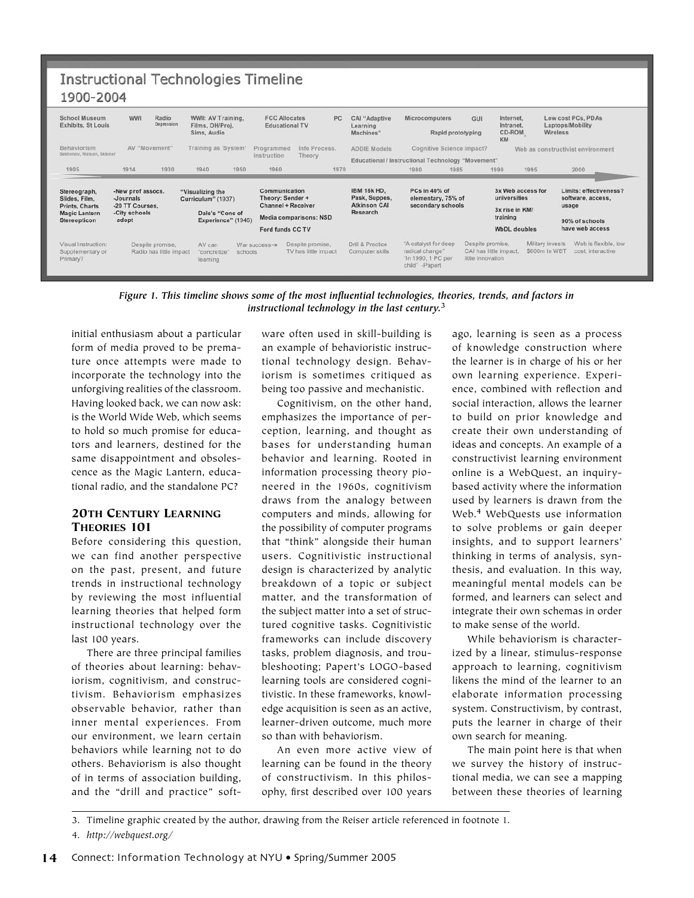**Instructional Technologies Timeline**
**1900–2004**

School Museum Exhibits, St Louis · WWI · Radio (Depression) · WWII: AV Training, Films, OH/Proj, Sims, Audio · FCC Allocates Educational TV · PC · CAI "Adaptive Learning Machines" · Microcomputers · GUI · Rapid prototyping · Internet, Intranet, CD-ROM, KM · Low cost PCs, PDAs Laptops/Mobility Wireless

Behaviorism (Sekhenov, Watson, Skinner) · AV "Movement" · Training as 'System' · Programmed instruction · Info Process. Theory · ADDIE Models · Cognitive Science impact? · Web as constructivist environment · Educational / Instructional Technology "Movement"

1905 · 1914 · 1930 · 1940 · 1950 · 1960 · 1970 · 1980 · 1985 · 1990 · 1995 · 2000

Stereograph, Slides, Film, Prints, Charts, Magic Lantern, Stereopticon · -New prof assocs. -Journals -20 TT Courses, -City schools adopt · "Visualizing the Curriculum" (1937) · Dale's "Cone of Experience" (1946) · Communication Theory: Sender + Channel + Receiver · Media comparisons: NSD · Ford funds CC TV · IBM 16k HD, Pask, Suppes, Atkinson CAI Research · PCs in 40% of elementary, 75% of secondary schools · 3x Web access for universities · 3x rise in KM/ training · WbDL doubles · Limits: effectiveness? software, access, usage · 90% of schools have web access

Visual Instruction: Supplementary or Primary? · Despite promise, Radio has little impact · AV can "concretize" learning · War success→ schools · Despite promise, TV has little impact · Drill & Practice Computer skills · "A catalyst for deep radical change" "In 1990, 1 PC per child" -Papert · Despite promise, CAI has little impact, little innovation · Military invests $600m in WBT · Web is flexible, low cost, interactive

*Figure 1. This timeline shows some of the most influential technologies, theories, trends, and factors in instructional technology in the last century.*[3]

initial enthusiasm about a particular form of media proved to be premature once attempts were made to incorporate the technology into the unforgiving realities of the classroom. Having looked back, we can now ask: is the World Wide Web, which seems to hold so much promise for educators and learners, destined for the same disappointment and obsolescence as the Magic Lantern, educational radio, and the standalone PC?

## 20th Century Learning Theories 101

Before considering this question, we can find another perspective on the past, present, and future trends in instructional technology by reviewing the most influential learning theories that helped form instructional technology over the last 100 years.

There are three principal families of theories about learning: behaviorism, cognitivism, and constructivism. Behaviorism emphasizes observable behavior, rather than inner mental experiences. From our environment, we learn certain behaviors while learning not to do others. Behaviorism is also thought of in terms of association building, and the "drill and practice" software often used in skill-building is an example of behavioristic instructional technology design. Behaviorism is sometimes critiqued as being too passive and mechanistic.

Cognitivism, on the other hand, emphasizes the importance of perception, learning, and thought as bases for understanding human behavior and learning. Rooted in information processing theory pioneered in the 1960s, cognitivism draws from the analogy between computers and minds, allowing for the possibility of computer programs that "think" alongside their human users. Cognitivistic instructional design is characterized by analytic breakdown of a topic or subject matter, and the transformation of the subject matter into a set of structured cognitive tasks. Cognitivistic frameworks can include discovery tasks, problem diagnosis, and troubleshooting; Papert's LOGO-based learning tools are considered cognitivistic. In these frameworks, knowledge acquisition is seen as an active, learner-driven outcome, much more so than with behaviorism.

An even more active view of learning can be found in the theory of constructivism. In this philosophy, first described over 100 years ago, learning is seen as a process of knowledge construction where the learner is in charge of his or her own learning experience. Experience, combined with reflection and social interaction, allows the learner to build on prior knowledge and create their own understanding of ideas and concepts. An example of a constructivist learning environment online is a WebQuest, an inquiry-based activity where the information used by learners is drawn from the Web.[4] WebQuests use information to solve problems or gain deeper insights, and to support learners' thinking in terms of analysis, synthesis, and evaluation. In this way, meaningful mental models can be formed, and learners can select and integrate their own schemas in order to make sense of the world.

While behaviorism is characterized by a linear, stimulus-response approach to learning, cognitivism likens the mind of the learner to an elaborate information processing system. Constructivism, by contrast, puts the learner in charge of their own search for meaning.

The main point here is that when we survey the history of instructional media, we can see a mapping between these theories of learning

---

3. Timeline graphic created by the author, drawing from the Reiser article referenced in footnote 1.
4. *http://webquest.org/*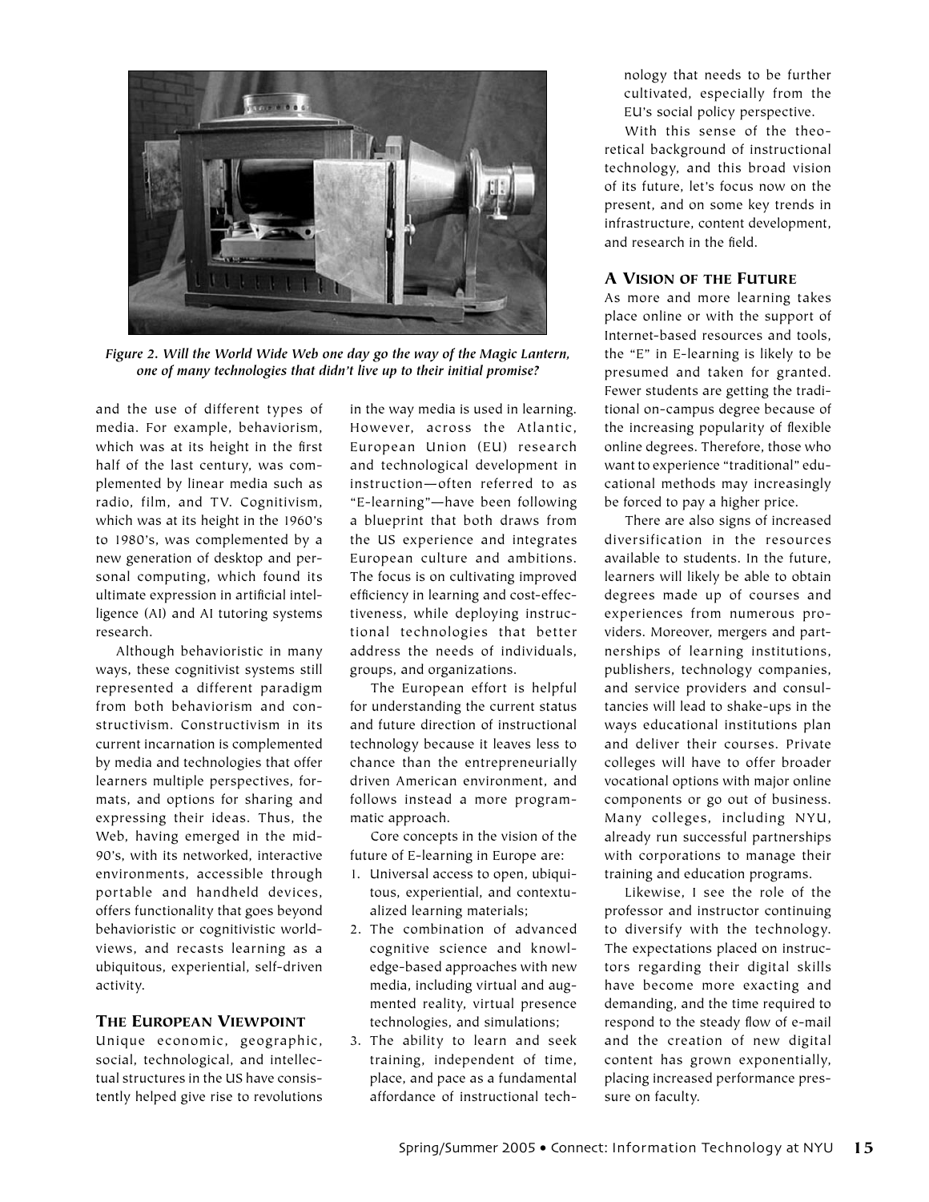*Figure 2. Will the World Wide Web one day go the way of the Magic Lantern, one of many technologies that didn't live up to their initial promise?*

and the use of different types of media. For example, behaviorism, which was at its height in the first half of the last century, was complemented by linear media such as radio, film, and TV. Cognitivism, which was at its height in the 1960's to 1980's, was complemented by a new generation of desktop and personal computing, which found its ultimate expression in artificial intelligence (AI) and AI tutoring systems research.

Although behavioristic in many ways, these cognitivist systems still represented a different paradigm from both behaviorism and constructivism. Constructivism in its current incarnation is complemented by media and technologies that offer learners multiple perspectives, formats, and options for sharing and expressing their ideas. Thus, the Web, having emerged in the mid-90's, with its networked, interactive environments, accessible through portable and handheld devices, offers functionality that goes beyond behavioristic or cognitivistic worldviews, and recasts learning as a ubiquitous, experiential, self-driven activity.

## The European Viewpoint

Unique economic, geographic, social, technological, and intellectual structures in the US have consistently helped give rise to revolutions in the way media is used in learning. However, across the Atlantic, European Union (EU) research and technological development in instruction—often referred to as "E-learning"—have been following a blueprint that both draws from the US experience and integrates European culture and ambitions. The focus is on cultivating improved efficiency in learning and cost-effectiveness, while deploying instructional technologies that better address the needs of individuals, groups, and organizations.

The European effort is helpful for understanding the current status and future direction of instructional technology because it leaves less to chance than the entrepreneurially driven American environment, and follows instead a more programmatic approach.

Core concepts in the vision of the future of E-learning in Europe are:

1. Universal access to open, ubiquitous, experiential, and contextualized learning materials;
2. The combination of advanced cognitive science and knowledge-based approaches with new media, including virtual and augmented reality, virtual presence technologies, and simulations;
3. The ability to learn and seek training, independent of time, place, and pace as a fundamental affordance of instructional technology that needs to be further cultivated, especially from the EU's social policy perspective.

With this sense of the theoretical background of instructional technology, and this broad vision of its future, let's focus now on the present, and on some key trends in infrastructure, content development, and research in the field.

## A Vision of the Future

As more and more learning takes place online or with the support of Internet-based resources and tools, the "E" in E-learning is likely to be presumed and taken for granted. Fewer students are getting the traditional on-campus degree because of the increasing popularity of flexible online degrees. Therefore, those who want to experience "traditional" educational methods may increasingly be forced to pay a higher price.

There are also signs of increased diversification in the resources available to students. In the future, learners will likely be able to obtain degrees made up of courses and experiences from numerous providers. Moreover, mergers and partnerships of learning institutions, publishers, technology companies, and service providers and consultancies will lead to shake-ups in the ways educational institutions plan and deliver their courses. Private colleges will have to offer broader vocational options with major online components or go out of business. Many colleges, including NYU, already run successful partnerships with corporations to manage their training and education programs.

Likewise, I see the role of the professor and instructor continuing to diversify with the technology. The expectations placed on instructors regarding their digital skills have become more exacting and demanding, and the time required to respond to the steady flow of e-mail and the creation of new digital content has grown exponentially, placing increased performance pressure on faculty.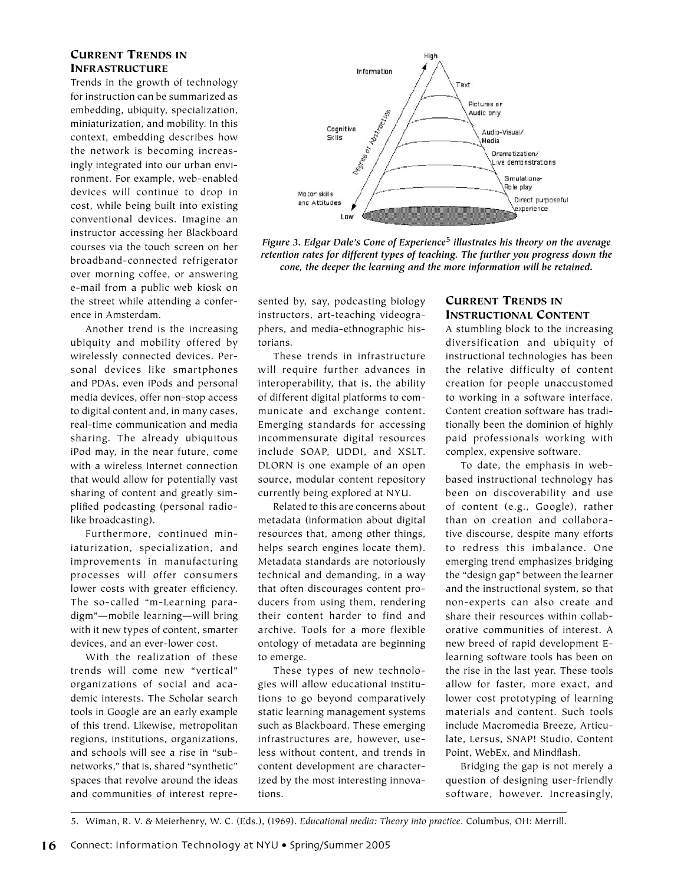## Current Trends in Infrastructure

Trends in the growth of technology for instruction can be summarized as embedding, ubiquity, specialization, miniaturization, and mobility. In this context, embedding describes how the network is becoming increasingly integrated into our urban environment. For example, web-enabled devices will continue to drop in cost, while being built into existing conventional devices. Imagine an instructor accessing her Blackboard courses via the touch screen on her broadband-connected refrigerator over morning coffee, or answering e-mail from a public web kiosk on the street while attending a conference in Amsterdam.

Another trend is the increasing ubiquity and mobility offered by wirelessly connected devices. Personal devices like smartphones and PDAs, even iPods and personal media devices, offer non-stop access to digital content and, in many cases, real-time communication and media sharing. The already ubiquitous iPod may, in the near future, come with a wireless Internet connection that would allow for potentially vast sharing of content and greatly simplified podcasting (personal radio-like broadcasting).

Furthermore, continued miniaturization, specialization, and improvements in manufacturing processes will offer consumers lower costs with greater efficiency. The so-called "m-Learning paradigm"—mobile learning—will bring with it new types of content, smarter devices, and an ever-lower cost.

With the realization of these trends will come new "vertical" organizations of social and academic interests. The Scholar search tools in Google are an early example of this trend. Likewise, metropolitan regions, institutions, organizations, and schools will see a rise in "subnetworks," that is, shared "synthetic" spaces that revolve around the ideas and communities of interest represented by, say, podcasting biology instructors, art-teaching videographers, and media-ethnographic historians.

*Figure 3. Edgar Dale's Cone of Experience[5] illustrates his theory on the average retention rates for different types of teaching. The further you progress down the cone, the deeper the learning and the more information will be retained.*

These trends in infrastructure will require further advances in interoperability, that is, the ability of different digital platforms to communicate and exchange content. Emerging standards for accessing incommensurate digital resources include SOAP, UDDI, and XSLT. DLORN is one example of an open source, modular content repository currently being explored at NYU.

Related to this are concerns about metadata (information about digital resources that, among other things, helps search engines locate them). Metadata standards are notoriously technical and demanding, in a way that often discourages content producers from using them, rendering their content harder to find and archive. Tools for a more flexible ontology of metadata are beginning to emerge.

These types of new technologies will allow educational institutions to go beyond comparatively static learning management systems such as Blackboard. These emerging infrastructures are, however, useless without content, and trends in content development are characterized by the most interesting innovations.

## Current Trends in Instructional Content

A stumbling block to the increasing diversification and ubiquity of instructional technologies has been the relative difficulty of content creation for people unaccustomed to working in a software interface. Content creation software has traditionally been the dominion of highly paid professionals working with complex, expensive software.

To date, the emphasis in web-based instructional technology has been on discoverability and use of content (e.g., Google), rather than on creation and collaborative discourse, despite many efforts to redress this imbalance. One emerging trend emphasizes bridging the "design gap" between the learner and the instructional system, so that non-experts can also create and share their resources within collaborative communities of interest. A new breed of rapid development E-learning software tools has been on the rise in the last year. These tools allow for faster, more exact, and lower cost prototyping of learning materials and content. Such tools include Macromedia Breeze, Articulate, Lersus, SNAP! Studio, Content Point, WebEx, and Mindflash.

Bridging the gap is not merely a question of designing user-friendly software, however. Increasingly,

5. Wiman, R. V. & Meierhenry, W. C. (Eds.), (1969). *Educational media: Theory into practice*. Columbus, OH: Merrill.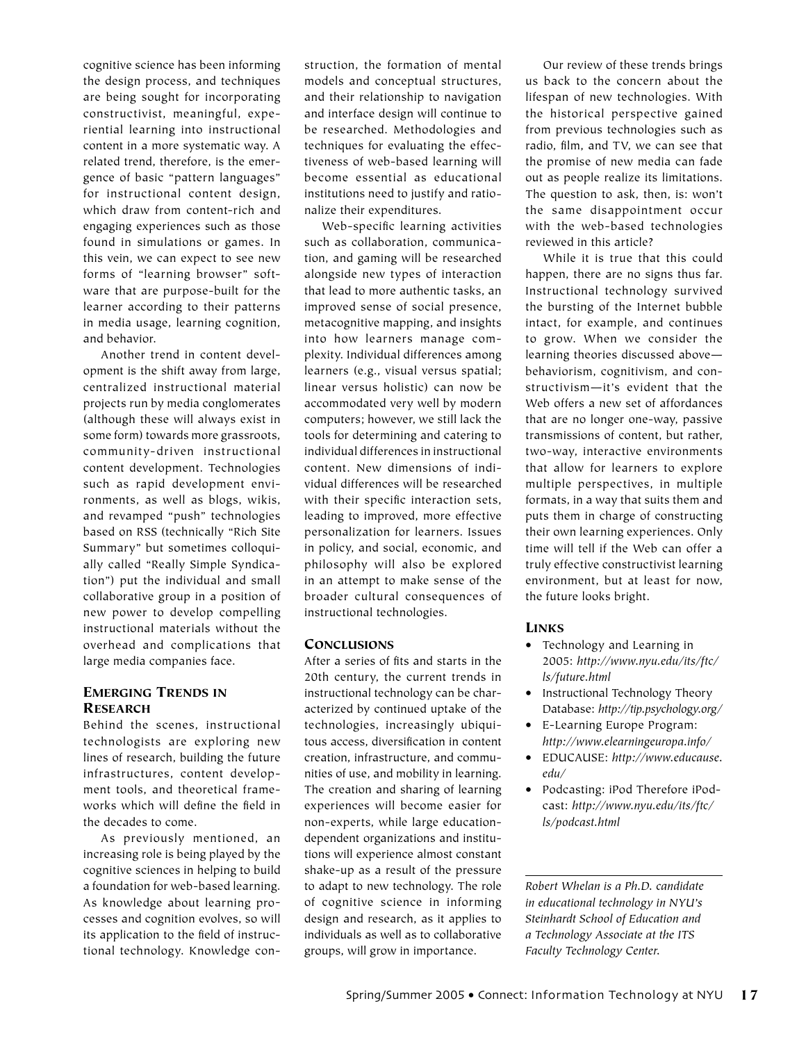cognitive science has been informing the design process, and techniques are being sought for incorporating constructivist, meaningful, experiential learning into instructional content in a more systematic way. A related trend, therefore, is the emergence of basic "pattern languages" for instructional content design, which draw from content-rich and engaging experiences such as those found in simulations or games. In this vein, we can expect to see new forms of "learning browser" software that are purpose-built for the learner according to their patterns in media usage, learning cognition, and behavior.

Another trend in content development is the shift away from large, centralized instructional material projects run by media conglomerates (although these will always exist in some form) towards more grassroots, community-driven instructional content development. Technologies such as rapid development environments, as well as blogs, wikis, and revamped "push" technologies based on RSS (technically "Rich Site Summary" but sometimes colloquially called "Really Simple Syndication") put the individual and small collaborative group in a position of new power to develop compelling instructional materials without the overhead and complications that large media companies face.

## Emerging Trends in Research

Behind the scenes, instructional technologists are exploring new lines of research, building the future infrastructures, content development tools, and theoretical frameworks which will define the field in the decades to come.

As previously mentioned, an increasing role is being played by the cognitive sciences in helping to build a foundation for web-based learning. As knowledge about learning processes and cognition evolves, so will its application to the field of instructional technology. Knowledge construction, the formation of mental models and conceptual structures, and their relationship to navigation and interface design will continue to be researched. Methodologies and techniques for evaluating the effectiveness of web-based learning will become essential as educational institutions need to justify and rationalize their expenditures.

Web-specific learning activities such as collaboration, communication, and gaming will be researched alongside new types of interaction that lead to more authentic tasks, an improved sense of social presence, metacognitive mapping, and insights into how learners manage complexity. Individual differences among learners (e.g., visual versus spatial; linear versus holistic) can now be accommodated very well by modern computers; however, we still lack the tools for determining and catering to individual differences in instructional content. New dimensions of individual differences will be researched with their specific interaction sets, leading to improved, more effective personalization for learners. Issues in policy, and social, economic, and philosophy will also be explored in an attempt to make sense of the broader cultural consequences of instructional technologies.

## Conclusions

After a series of fits and starts in the 20th century, the current trends in instructional technology can be characterized by continued uptake of the technologies, increasingly ubiquitous access, diversification in content creation, infrastructure, and communities of use, and mobility in learning. The creation and sharing of learning experiences will become easier for non-experts, while large education-dependent organizations and institutions will experience almost constant shake-up as a result of the pressure to adapt to new technology. The role of cognitive science in informing design and research, as it applies to individuals as well as to collaborative groups, will grow in importance.

Our review of these trends brings us back to the concern about the lifespan of new technologies. With the historical perspective gained from previous technologies such as radio, film, and TV, we can see that the promise of new media can fade out as people realize its limitations. The question to ask, then, is: won't the same disappointment occur with the web-based technologies reviewed in this article?

While it is true that this could happen, there are no signs thus far. Instructional technology survived the bursting of the Internet bubble intact, for example, and continues to grow. When we consider the learning theories discussed above—behaviorism, cognitivism, and constructivism—it's evident that the Web offers a new set of affordances that are no longer one-way, passive transmissions of content, but rather, two-way, interactive environments that allow for learners to explore multiple perspectives, in multiple formats, in a way that suits them and puts them in charge of constructing their own learning experiences. Only time will tell if the Web can offer a truly effective constructivist learning environment, but at least for now, the future looks bright.

## Links

- Technology and Learning in 2005: *http://www.nyu.edu/its/ftc/ls/future.html*
- Instructional Technology Theory Database: *http://tip.psychology.org/*
- E-Learning Europe Program: *http://www.elearningeuropa.info/*
- EDUCAUSE: *http://www.educause.edu/*
- Podcasting: iPod Therefore iPodcast: *http://www.nyu.edu/its/ftc/ls/podcast.html*

---

*Robert Whelan is a Ph.D. candidate in educational technology in NYU's Steinhardt School of Education and a Technology Associate at the ITS Faculty Technology Center.*